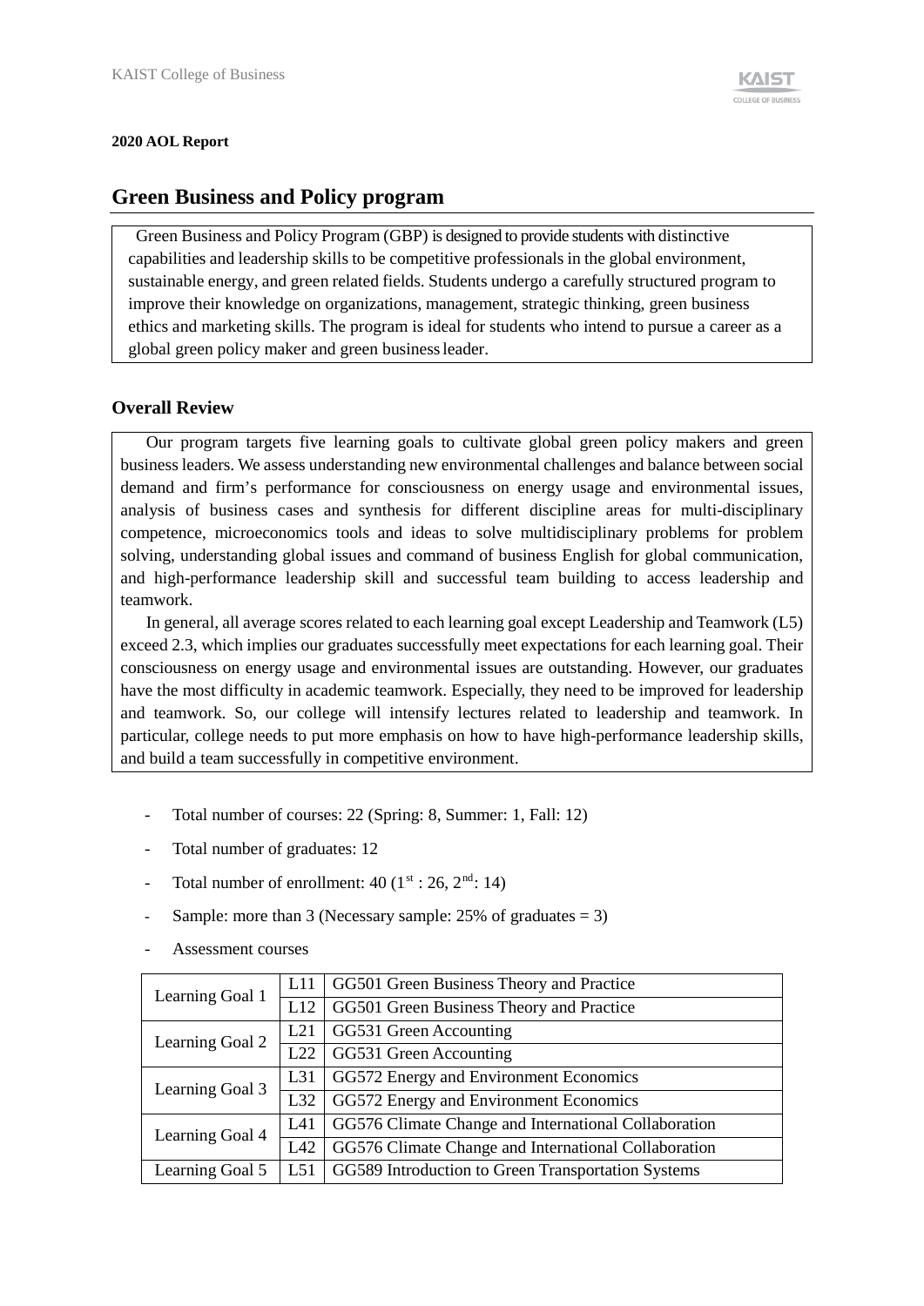**2020 AOL Report**

## Green Business and Policy program

Green Business and Policy Program (GBP) is designed to provide students with distinctive capabilities and leadership skills to be competitive professionals in the global environment, sustainable energy, and green related fields. Students undergo a carefully structured program to improve their knowledge on organizations, management, strategic thinking, green business ethics and marketing skills. The program is ideal for students who intend to pursue a career as a global green policy maker and green business leader.

### Overall Review

Our program targets five learning goals to cultivate global green policy makers and green business leaders. We assess understanding new environmental challenges and balance between social demand and firm's performance for consciousness on energy usage and environmental issues, analysis of business cases and synthesis for different discipline areas for multi-disciplinary competence, microeconomics tools and ideas to solve multidisciplinary problems for problem solving, understanding global issues and command of business English for global communication, and high-performance leadership skill and successful team building to access leadership and teamwork.

In general, all average scores related to each learning goal except Leadership and Teamwork (L5) exceed 2.3, which implies our graduates successfully meet expectations for each learning goal. Their consciousness on energy usage and environmental issues are outstanding. However, our graduates have the most difficulty in academic teamwork. Especially, they need to be improved for leadership and teamwork. So, our college will intensify lectures related to leadership and teamwork. In particular, college needs to put more emphasis on how to have high-performance leadership skills, and build a team successfully in competitive environment.

- Total number of courses: 22 (Spring: 8, Summer: 1, Fall: 12)
- Total number of graduates: 12
- Total number of enrollment: 40 ($1^{st}$ : 26, $2^{nd}$: 14)
- Sample: more than 3 (Necessary sample: 25% of graduates = 3)
- Assessment courses

| | | |
|---|---|---|
| Learning Goal 1 | L11 | GG501 Green Business Theory and Practice |
| | L12 | GG501 Green Business Theory and Practice |
| Learning Goal 2 | L21 | GG531 Green Accounting |
| | L22 | GG531 Green Accounting |
| Learning Goal 3 | L31 | GG572 Energy and Environment Economics |
| | L32 | GG572 Energy and Environment Economics |
| Learning Goal 4 | L41 | GG576 Climate Change and International Collaboration |
| | L42 | GG576 Climate Change and International Collaboration |
| Learning Goal 5 | L51 | GG589 Introduction to Green Transportation Systems |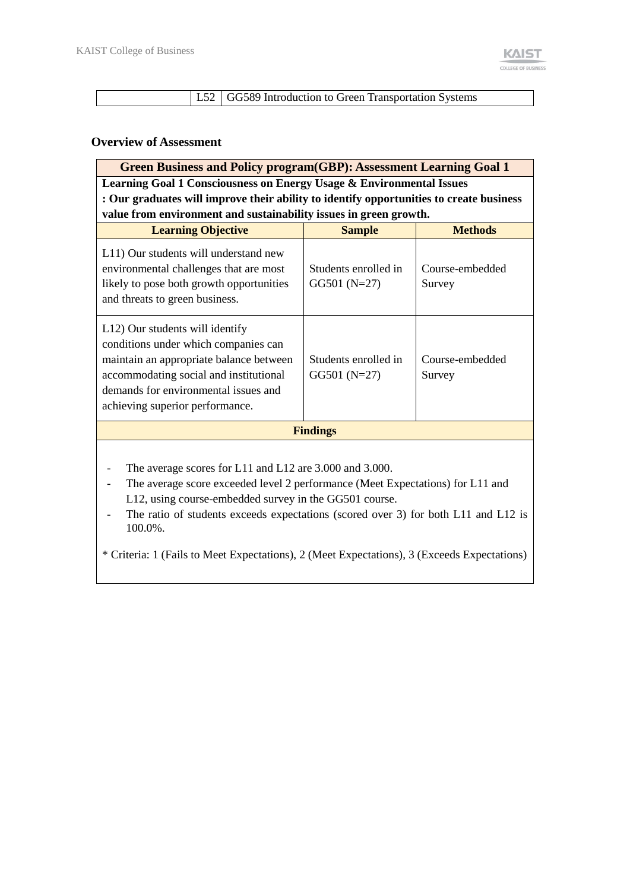|  | L52 | GG589 Introduction to Green Transportation Systems |
|---|---|---|

**Overview of Assessment**

| **Green Business and Policy program(GBP): Assessment Learning Goal 1** | | |
|---|---|---|
| **Learning Goal 1 Consciousness on Energy Usage & Environmental Issues : Our graduates will improve their ability to identify opportunities to create business value from environment and sustainability issues in green growth.** | | |
| **Learning Objective** | **Sample** | **Methods** |
| L11) Our students will understand new environmental challenges that are most likely to pose both growth opportunities and threats to green business. | Students enrolled in GG501 (N=27) | Course-embedded Survey |
| L12) Our students will identify conditions under which companies can maintain an appropriate balance between accommodating social and institutional demands for environmental issues and achieving superior performance. | Students enrolled in GG501 (N=27) | Course-embedded Survey |
| **Findings** | | |
| - The average scores for L11 and L12 are 3.000 and 3.000.<br>- The average score exceeded level 2 performance (Meet Expectations) for L11 and L12, using course-embedded survey in the GG501 course.<br>- The ratio of students exceeds expectations (scored over 3) for both L11 and L12 is 100.0%.<br><br>* Criteria: 1 (Fails to Meet Expectations), 2 (Meet Expectations), 3 (Exceeds Expectations) | | |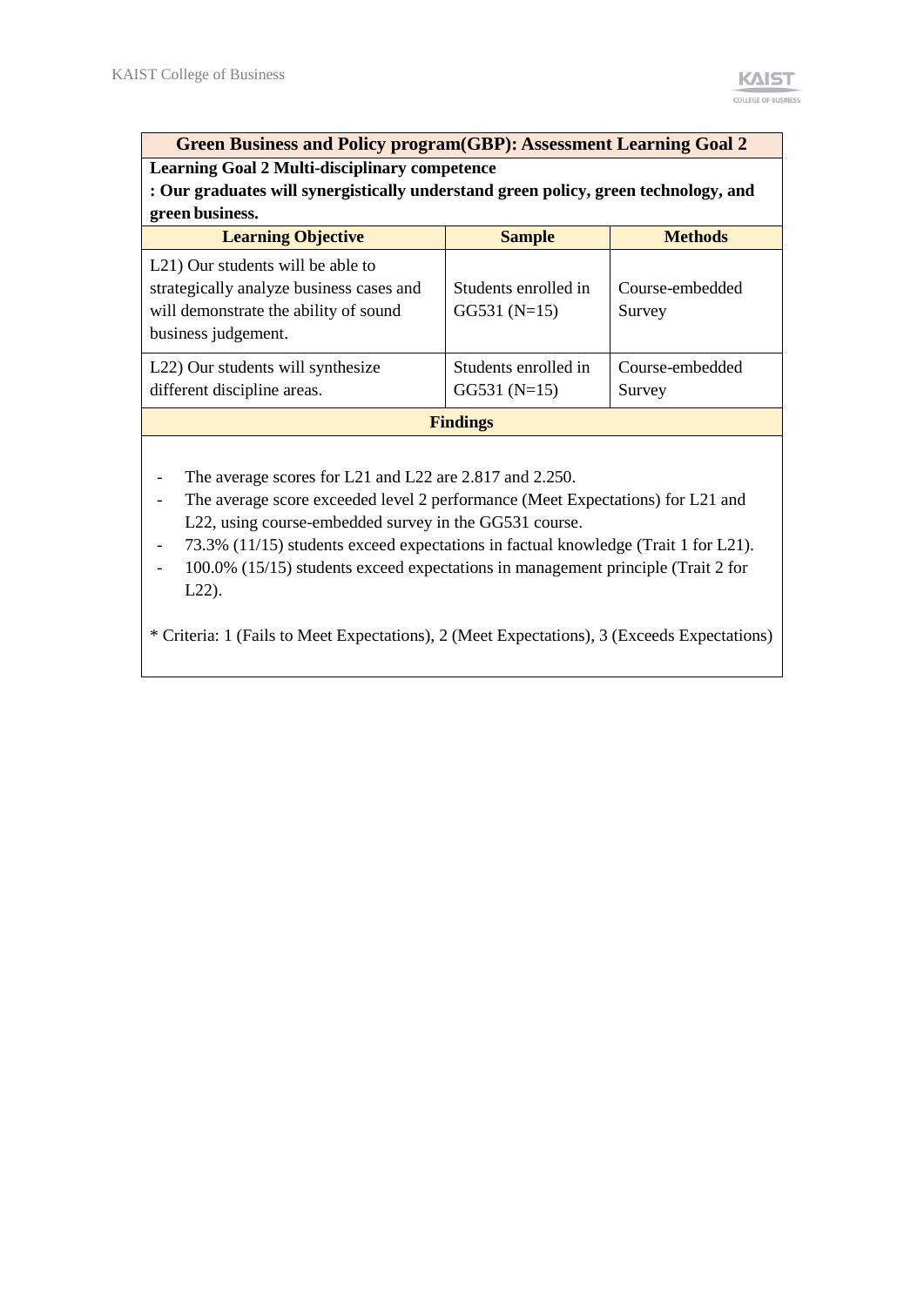| Green Business and Policy program(GBP): Assessment Learning Goal 2 | | |
|---|---|---|
| **Learning Goal 2 Multi-disciplinary competence**<br>**: Our graduates will synergistically understand green policy, green technology, and green business.** | | |
| **Learning Objective** | **Sample** | **Methods** |
| L21) Our students will be able to strategically analyze business cases and will demonstrate the ability of sound business judgement. | Students enrolled in GG531 (N=15) | Course-embedded Survey |
| L22) Our students will synthesize different discipline areas. | Students enrolled in GG531 (N=15) | Course-embedded Survey |

**Findings**

- The average scores for L21 and L22 are 2.817 and 2.250.
- The average score exceeded level 2 performance (Meet Expectations) for L21 and L22, using course-embedded survey in the GG531 course.
- 73.3% (11/15) students exceed expectations in factual knowledge (Trait 1 for L21).
- 100.0% (15/15) students exceed expectations in management principle (Trait 2 for L22).

* Criteria: 1 (Fails to Meet Expectations), 2 (Meet Expectations), 3 (Exceeds Expectations)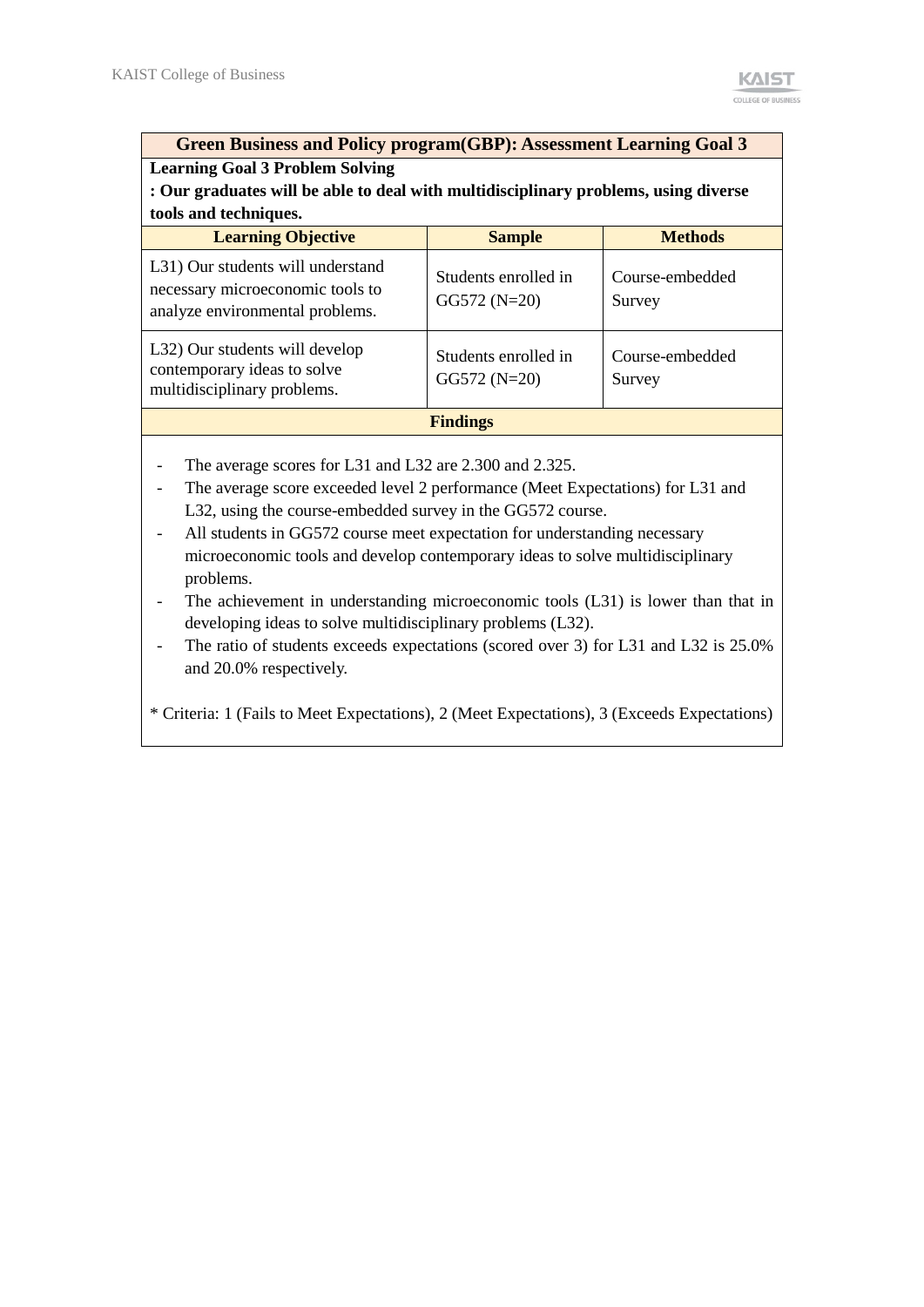| Green Business and Policy program(GBP): Assessment Learning Goal 3 | | |
|---|---|---|
| **Learning Goal 3 Problem Solving**<br>**: Our graduates will be able to deal with multidisciplinary problems, using diverse tools and techniques.** | | |
| **Learning Objective** | **Sample** | **Methods** |
| L31) Our students will understand necessary microeconomic tools to analyze environmental problems. | Students enrolled in GG572 (N=20) | Course-embedded Survey |
| L32) Our students will develop contemporary ideas to solve multidisciplinary problems. | Students enrolled in GG572 (N=20) | Course-embedded Survey |
| **Findings** | | |

- The average scores for L31 and L32 are 2.300 and 2.325.
- The average score exceeded level 2 performance (Meet Expectations) for L31 and L32, using the course-embedded survey in the GG572 course.
- All students in GG572 course meet expectation for understanding necessary microeconomic tools and develop contemporary ideas to solve multidisciplinary problems.
- The achievement in understanding microeconomic tools (L31) is lower than that in developing ideas to solve multidisciplinary problems (L32).
- The ratio of students exceeds expectations (scored over 3) for L31 and L32 is 25.0% and 20.0% respectively.

* Criteria: 1 (Fails to Meet Expectations), 2 (Meet Expectations), 3 (Exceeds Expectations)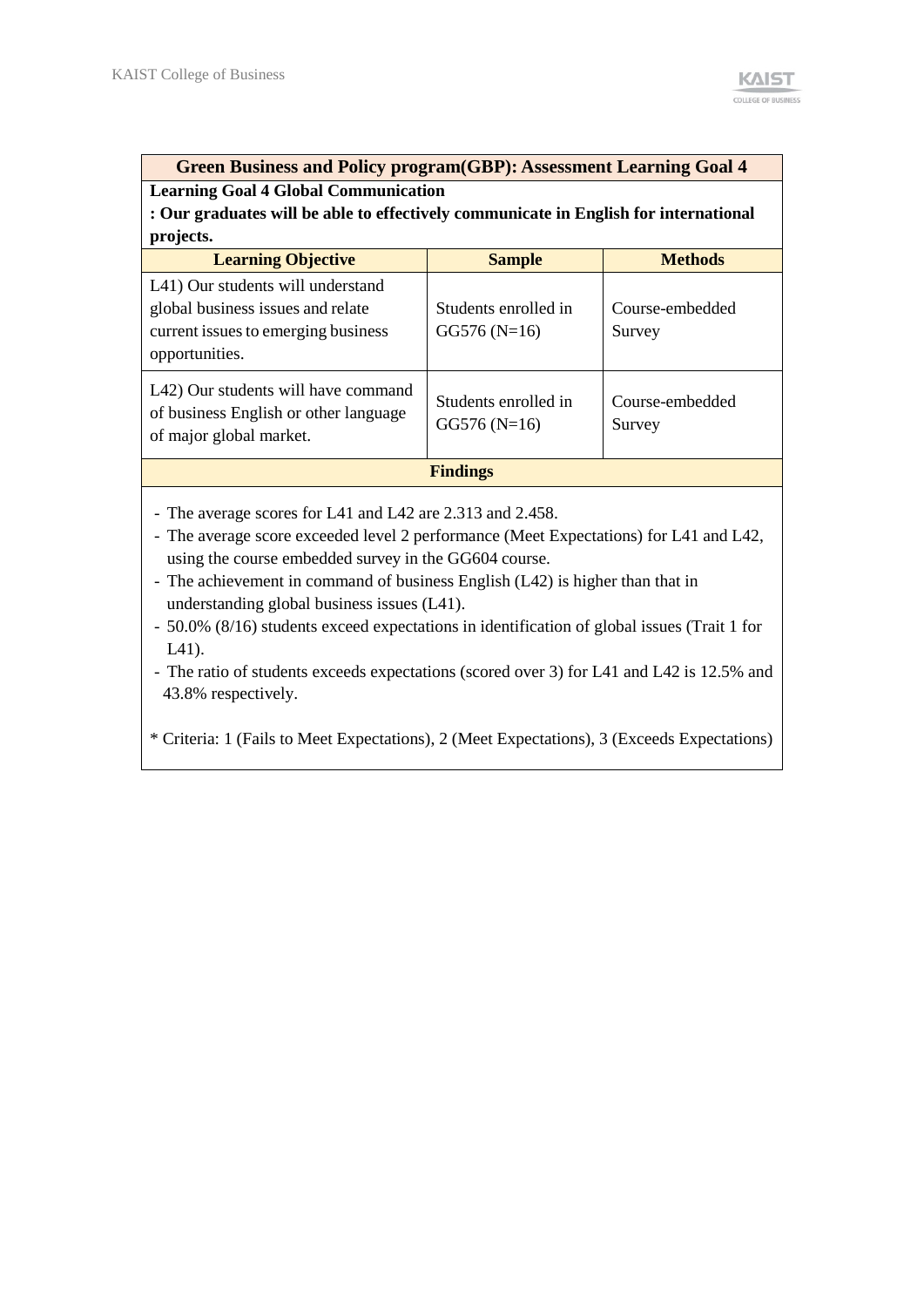| Green Business and Policy program(GBP): Assessment Learning Goal 4 | | |
|---|---|---|
| **Learning Goal 4 Global Communication**<br>**: Our graduates will be able to effectively communicate in English for international projects.** | | |
| **Learning Objective** | **Sample** | **Methods** |
| L41) Our students will understand global business issues and relate current issues to emerging business opportunities. | Students enrolled in GG576 (N=16) | Course-embedded Survey |
| L42) Our students will have command of business English or other language of major global market. | Students enrolled in GG576 (N=16) | Course-embedded Survey |
| **Findings** | | |
| - The average scores for L41 and L42 are 2.313 and 2.458.<br>- The average score exceeded level 2 performance (Meet Expectations) for L41 and L42, using the course embedded survey in the GG604 course.<br>- The achievement in command of business English (L42) is higher than that in understanding global business issues (L41).<br>- 50.0% (8/16) students exceed expectations in identification of global issues (Trait 1 for L41).<br>- The ratio of students exceeds expectations (scored over 3) for L41 and L42 is 12.5% and 43.8% respectively.<br><br>* Criteria: 1 (Fails to Meet Expectations), 2 (Meet Expectations), 3 (Exceeds Expectations) | | |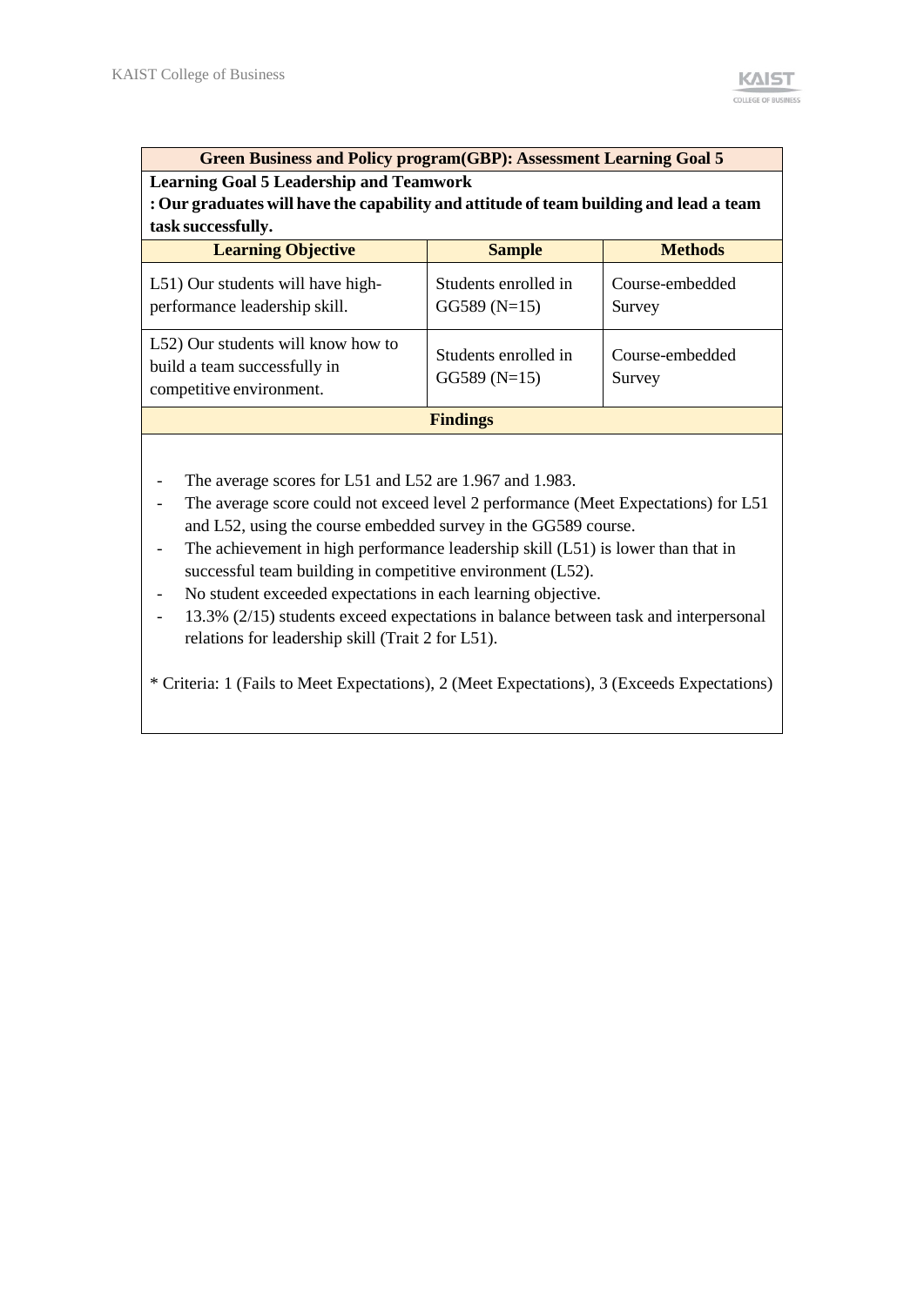| Green Business and Policy program(GBP): Assessment Learning Goal 5 | | |
|---|---|---|
| **Learning Goal 5 Leadership and Teamwork**<br>**: Our graduates will have the capability and attitude of team building and lead a team task successfully.** | | |
| **Learning Objective** | **Sample** | **Methods** |
| L51) Our students will have high-performance leadership skill. | Students enrolled in GG589 (N=15) | Course-embedded Survey |
| L52) Our students will know how to build a team successfully in competitive environment. | Students enrolled in GG589 (N=15) | Course-embedded Survey |

**Findings**

- The average scores for L51 and L52 are 1.967 and 1.983.
- The average score could not exceed level 2 performance (Meet Expectations) for L51 and L52, using the course embedded survey in the GG589 course.
- The achievement in high performance leadership skill (L51) is lower than that in successful team building in competitive environment (L52).
- No student exceeded expectations in each learning objective.
- 13.3% (2/15) students exceed expectations in balance between task and interpersonal relations for leadership skill (Trait 2 for L51).

* Criteria: 1 (Fails to Meet Expectations), 2 (Meet Expectations), 3 (Exceeds Expectations)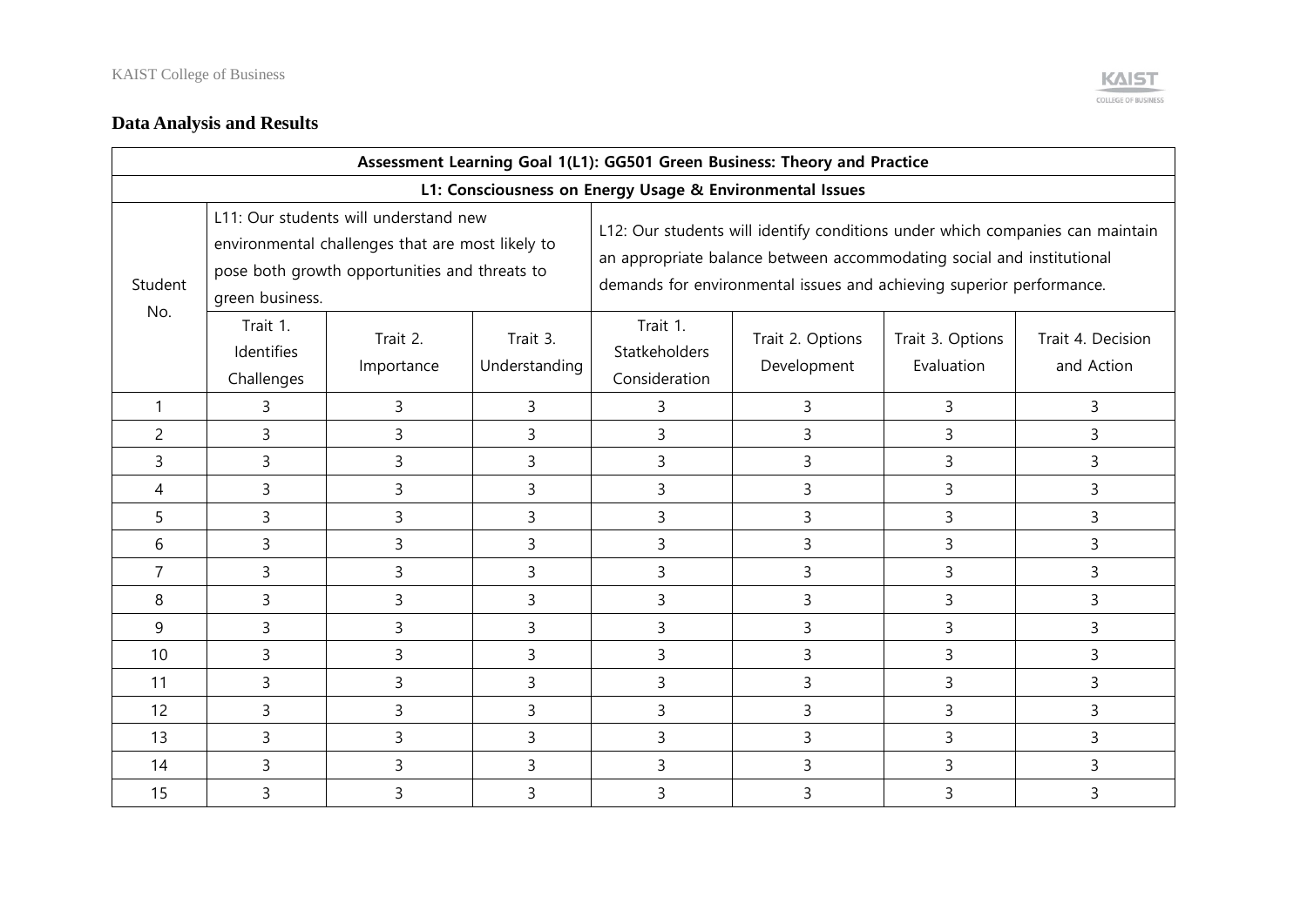## Data Analysis and Results

| Assessment Learning Goal 1(L1): GG501 Green Business: Theory and Practice | | | | | | | |
|---|---|---|---|---|---|---|---|
| L1: Consciousness on Energy Usage & Environmental Issues | | | | | | | |
| Student No. | L11: Our students will understand new environmental challenges that are most likely to pose both growth opportunities and threats to green business. | | | L12: Our students will identify conditions under which companies can maintain an appropriate balance between accommodating social and institutional demands for environmental issues and achieving superior performance. | | | |
| | Trait 1. Identifies Challenges | Trait 2. Importance | Trait 3. Understanding | Trait 1. Statkeholders Consideration | Trait 2. Options Development | Trait 3. Options Evaluation | Trait 4. Decision and Action |
| 1 | 3 | 3 | 3 | 3 | 3 | 3 | 3 |
| 2 | 3 | 3 | 3 | 3 | 3 | 3 | 3 |
| 3 | 3 | 3 | 3 | 3 | 3 | 3 | 3 |
| 4 | 3 | 3 | 3 | 3 | 3 | 3 | 3 |
| 5 | 3 | 3 | 3 | 3 | 3 | 3 | 3 |
| 6 | 3 | 3 | 3 | 3 | 3 | 3 | 3 |
| 7 | 3 | 3 | 3 | 3 | 3 | 3 | 3 |
| 8 | 3 | 3 | 3 | 3 | 3 | 3 | 3 |
| 9 | 3 | 3 | 3 | 3 | 3 | 3 | 3 |
| 10 | 3 | 3 | 3 | 3 | 3 | 3 | 3 |
| 11 | 3 | 3 | 3 | 3 | 3 | 3 | 3 |
| 12 | 3 | 3 | 3 | 3 | 3 | 3 | 3 |
| 13 | 3 | 3 | 3 | 3 | 3 | 3 | 3 |
| 14 | 3 | 3 | 3 | 3 | 3 | 3 | 3 |
| 15 | 3 | 3 | 3 | 3 | 3 | 3 | 3 |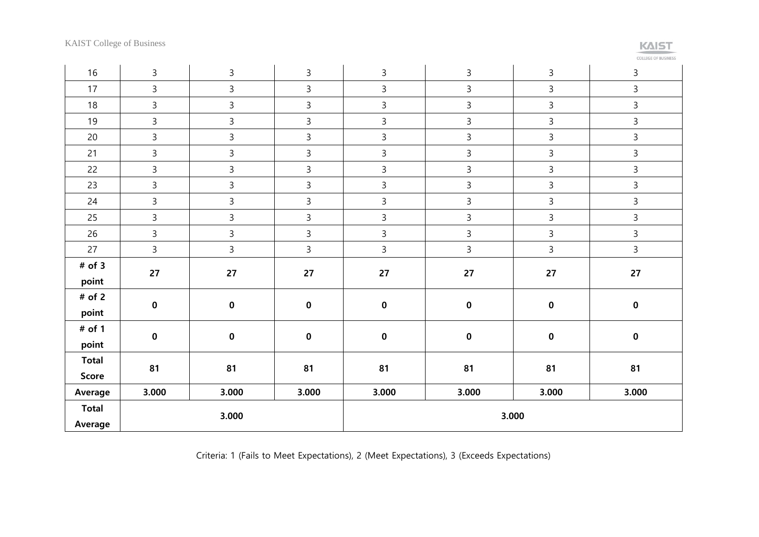| 16 | 3 | 3 | 3 | 3 | 3 | 3 | 3 |
|---|---|---|---|---|---|---|---|
| 17 | 3 | 3 | 3 | 3 | 3 | 3 | 3 |
| 18 | 3 | 3 | 3 | 3 | 3 | 3 | 3 |
| 19 | 3 | 3 | 3 | 3 | 3 | 3 | 3 |
| 20 | 3 | 3 | 3 | 3 | 3 | 3 | 3 |
| 21 | 3 | 3 | 3 | 3 | 3 | 3 | 3 |
| 22 | 3 | 3 | 3 | 3 | 3 | 3 | 3 |
| 23 | 3 | 3 | 3 | 3 | 3 | 3 | 3 |
| 24 | 3 | 3 | 3 | 3 | 3 | 3 | 3 |
| 25 | 3 | 3 | 3 | 3 | 3 | 3 | 3 |
| 26 | 3 | 3 | 3 | 3 | 3 | 3 | 3 |
| 27 | 3 | 3 | 3 | 3 | 3 | 3 | 3 |
| **# of 3 point** | **27** | **27** | **27** | **27** | **27** | **27** | **27** |
| **# of 2 point** | **0** | **0** | **0** | **0** | **0** | **0** | **0** |
| **# of 1 point** | **0** | **0** | **0** | **0** | **0** | **0** | **0** |
| **Total Score** | **81** | **81** | **81** | **81** | **81** | **81** | **81** |
| **Average** | **3.000** | **3.000** | **3.000** | **3.000** | **3.000** | **3.000** | **3.000** |
| **Total Average** | **3.000** | | | **3.000** | | | |

Criteria: 1 (Fails to Meet Expectations), 2 (Meet Expectations), 3 (Exceeds Expectations)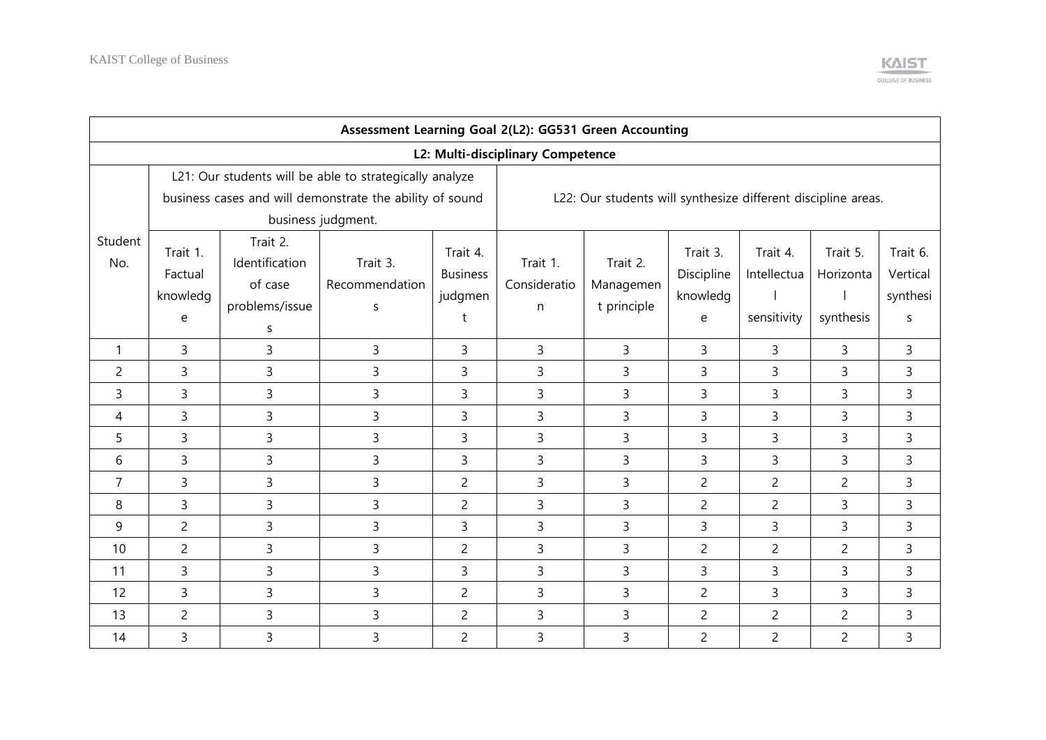| Assessment Learning Goal 2(L2): GG531 Green Accounting | | | | | | | | | | |
|---|---|---|---|---|---|---|---|---|---|---|
| L2: Multi-disciplinary Competence | | | | | | | | | | |
| Student No. | L21: Our students will be able to strategically analyze business cases and will demonstrate the ability of sound business judgment. | | | | L22: Our students will synthesize different discipline areas. | | | | | |
| | Trait 1. Factual knowledge | Trait 2. Identification of case problems/issues | Trait 3. Recommendations | Trait 4. Business judgment | Trait 1. Consideration | Trait 2. Management principle | Trait 3. Discipline knowledge | Trait 4. Intellectual sensitivity | Trait 5. Horizontal synthesis | Trait 6. Vertical synthesis |
| 1 | 3 | 3 | 3 | 3 | 3 | 3 | 3 | 3 | 3 | 3 |
| 2 | 3 | 3 | 3 | 3 | 3 | 3 | 3 | 3 | 3 | 3 |
| 3 | 3 | 3 | 3 | 3 | 3 | 3 | 3 | 3 | 3 | 3 |
| 4 | 3 | 3 | 3 | 3 | 3 | 3 | 3 | 3 | 3 | 3 |
| 5 | 3 | 3 | 3 | 3 | 3 | 3 | 3 | 3 | 3 | 3 |
| 6 | 3 | 3 | 3 | 3 | 3 | 3 | 3 | 3 | 3 | 3 |
| 7 | 3 | 3 | 3 | 2 | 3 | 3 | 2 | 2 | 2 | 3 |
| 8 | 3 | 3 | 3 | 2 | 3 | 3 | 2 | 2 | 3 | 3 |
| 9 | 2 | 3 | 3 | 3 | 3 | 3 | 3 | 3 | 3 | 3 |
| 10 | 2 | 3 | 3 | 2 | 3 | 3 | 2 | 2 | 2 | 3 |
| 11 | 3 | 3 | 3 | 3 | 3 | 3 | 3 | 3 | 3 | 3 |
| 12 | 3 | 3 | 3 | 2 | 3 | 3 | 2 | 3 | 3 | 3 |
| 13 | 2 | 3 | 3 | 2 | 3 | 3 | 2 | 2 | 2 | 3 |
| 14 | 3 | 3 | 3 | 2 | 3 | 3 | 2 | 2 | 2 | 3 |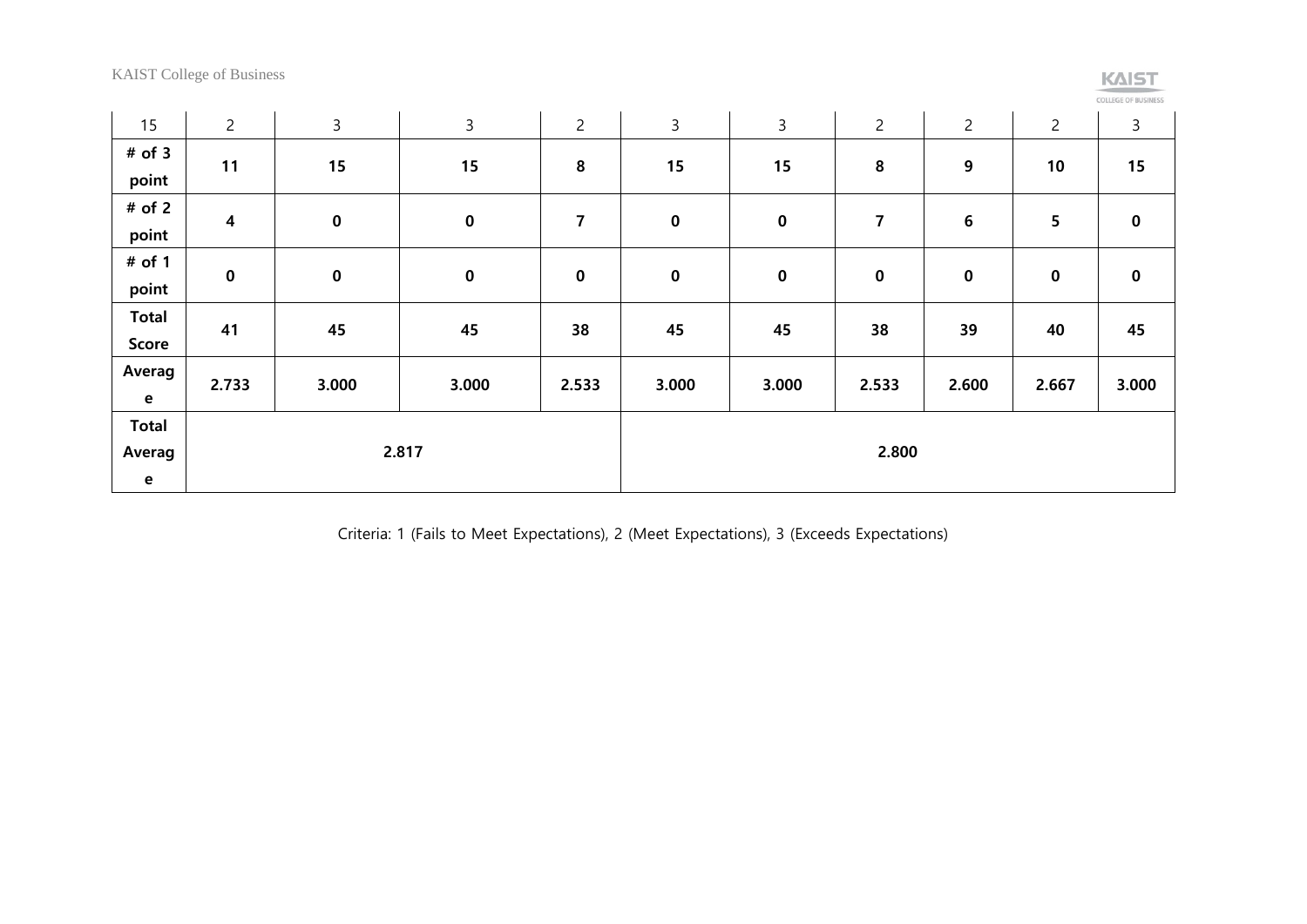| 15 | 2 | 3 | 3 | 2 | 3 | 3 | 2 | 2 | 2 | 3 |
|---|---|---|---|---|---|---|---|---|---|---|
| **# of 3 point** | **11** | **15** | **15** | **8** | **15** | **15** | **8** | **9** | **10** | **15** |
| **# of 2 point** | **4** | **0** | **0** | **7** | **0** | **0** | **7** | **6** | **5** | **0** |
| **# of 1 point** | **0** | **0** | **0** | **0** | **0** | **0** | **0** | **0** | **0** | **0** |
| **Total Score** | **41** | **45** | **45** | **38** | **45** | **45** | **38** | **39** | **40** | **45** |
| **Average** | **2.733** | **3.000** | **3.000** | **2.533** | **3.000** | **3.000** | **2.533** | **2.600** | **2.667** | **3.000** |
| **Total Average** | **2.817** | | | | **2.800** | | | | | |

Criteria: 1 (Fails to Meet Expectations), 2 (Meet Expectations), 3 (Exceeds Expectations)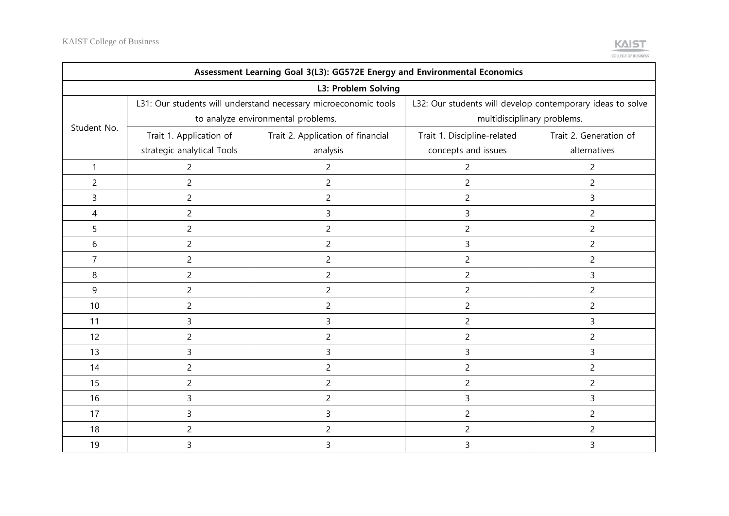| Assessment Learning Goal 3(L3): GG572E Energy and Environmental Economics | | | | |
|---|---|---|---|---|
| L3: Problem Solving | | | | |
| Student No. | L31: Our students will understand necessary microeconomic tools to analyze environmental problems. | | L32: Our students will develop contemporary ideas to solve multidisciplinary problems. | |
| | Trait 1. Application of strategic analytical Tools | Trait 2. Application of financial analysis | Trait 1. Discipline-related concepts and issues | Trait 2. Generation of alternatives |
| 1 | 2 | 2 | 2 | 2 |
| 2 | 2 | 2 | 2 | 2 |
| 3 | 2 | 2 | 2 | 3 |
| 4 | 2 | 3 | 3 | 2 |
| 5 | 2 | 2 | 2 | 2 |
| 6 | 2 | 2 | 3 | 2 |
| 7 | 2 | 2 | 2 | 2 |
| 8 | 2 | 2 | 2 | 3 |
| 9 | 2 | 2 | 2 | 2 |
| 10 | 2 | 2 | 2 | 2 |
| 11 | 3 | 3 | 2 | 3 |
| 12 | 2 | 2 | 2 | 2 |
| 13 | 3 | 3 | 3 | 3 |
| 14 | 2 | 2 | 2 | 2 |
| 15 | 2 | 2 | 2 | 2 |
| 16 | 3 | 2 | 3 | 3 |
| 17 | 3 | 3 | 2 | 2 |
| 18 | 2 | 2 | 2 | 2 |
| 19 | 3 | 3 | 3 | 3 |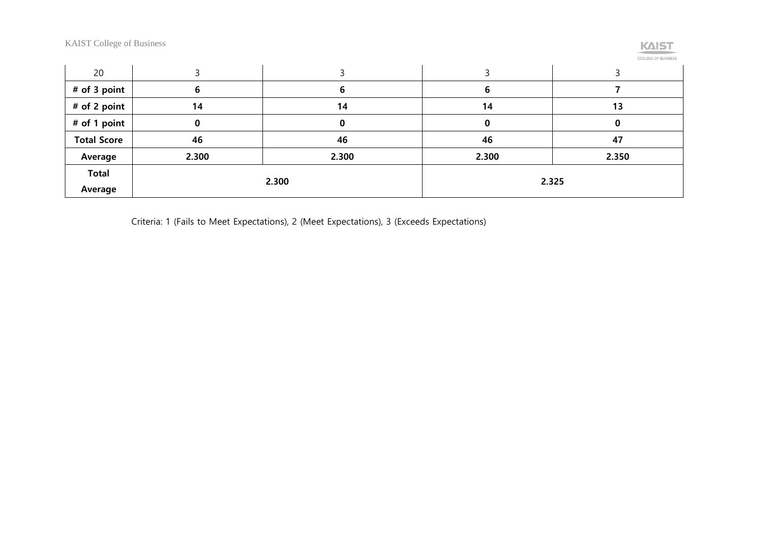| 20 | 3 | 3 | 3 | 3 |
|---|---|---|---|---|
| **# of 3 point** | **6** | **6** | **6** | **7** |
| **# of 2 point** | **14** | **14** | **14** | **13** |
| **# of 1 point** | **0** | **0** | **0** | **0** |
| **Total Score** | **46** | **46** | **46** | **47** |
| **Average** | **2.300** | **2.300** | **2.300** | **2.350** |
| **Total Average** | **2.300** | | **2.325** | |

Criteria: 1 (Fails to Meet Expectations), 2 (Meet Expectations), 3 (Exceeds Expectations)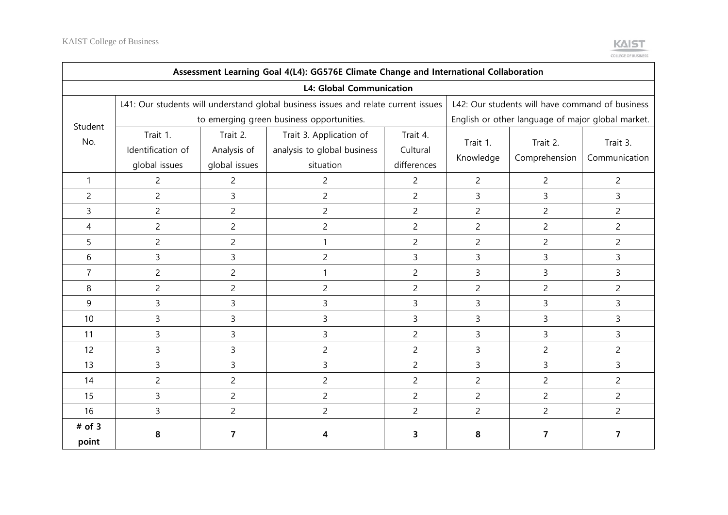| Assessment Learning Goal 4(L4): GG576E Climate Change and International Collaboration | | | | | | | |
|---|---|---|---|---|---|---|---|
| L4: Global Communication | | | | | | | |
| Student No. | L41: Our students will understand global business issues and relate current issues to emerging green business opportunities. | | | | L42: Our students will have command of business English or other language of major global market. | | |
| | Trait 1. Identification of global issues | Trait 2. Analysis of global issues | Trait 3. Application of analysis to global business situation | Trait 4. Cultural differences | Trait 1. Knowledge | Trait 2. Comprehension | Trait 3. Communication |
| 1 | 2 | 2 | 2 | 2 | 2 | 2 | 2 |
| 2 | 2 | 3 | 2 | 2 | 3 | 3 | 3 |
| 3 | 2 | 2 | 2 | 2 | 2 | 2 | 2 |
| 4 | 2 | 2 | 2 | 2 | 2 | 2 | 2 |
| 5 | 2 | 2 | 1 | 2 | 2 | 2 | 2 |
| 6 | 3 | 3 | 2 | 3 | 3 | 3 | 3 |
| 7 | 2 | 2 | 1 | 2 | 3 | 3 | 3 |
| 8 | 2 | 2 | 2 | 2 | 2 | 2 | 2 |
| 9 | 3 | 3 | 3 | 3 | 3 | 3 | 3 |
| 10 | 3 | 3 | 3 | 3 | 3 | 3 | 3 |
| 11 | 3 | 3 | 3 | 2 | 3 | 3 | 3 |
| 12 | 3 | 3 | 2 | 2 | 3 | 2 | 2 |
| 13 | 3 | 3 | 3 | 2 | 3 | 3 | 3 |
| 14 | 2 | 2 | 2 | 2 | 2 | 2 | 2 |
| 15 | 3 | 2 | 2 | 2 | 2 | 2 | 2 |
| 16 | 3 | 2 | 2 | 2 | 2 | 2 | 2 |
| **# of 3 point** | **8** | **7** | **4** | **3** | **8** | **7** | **7** |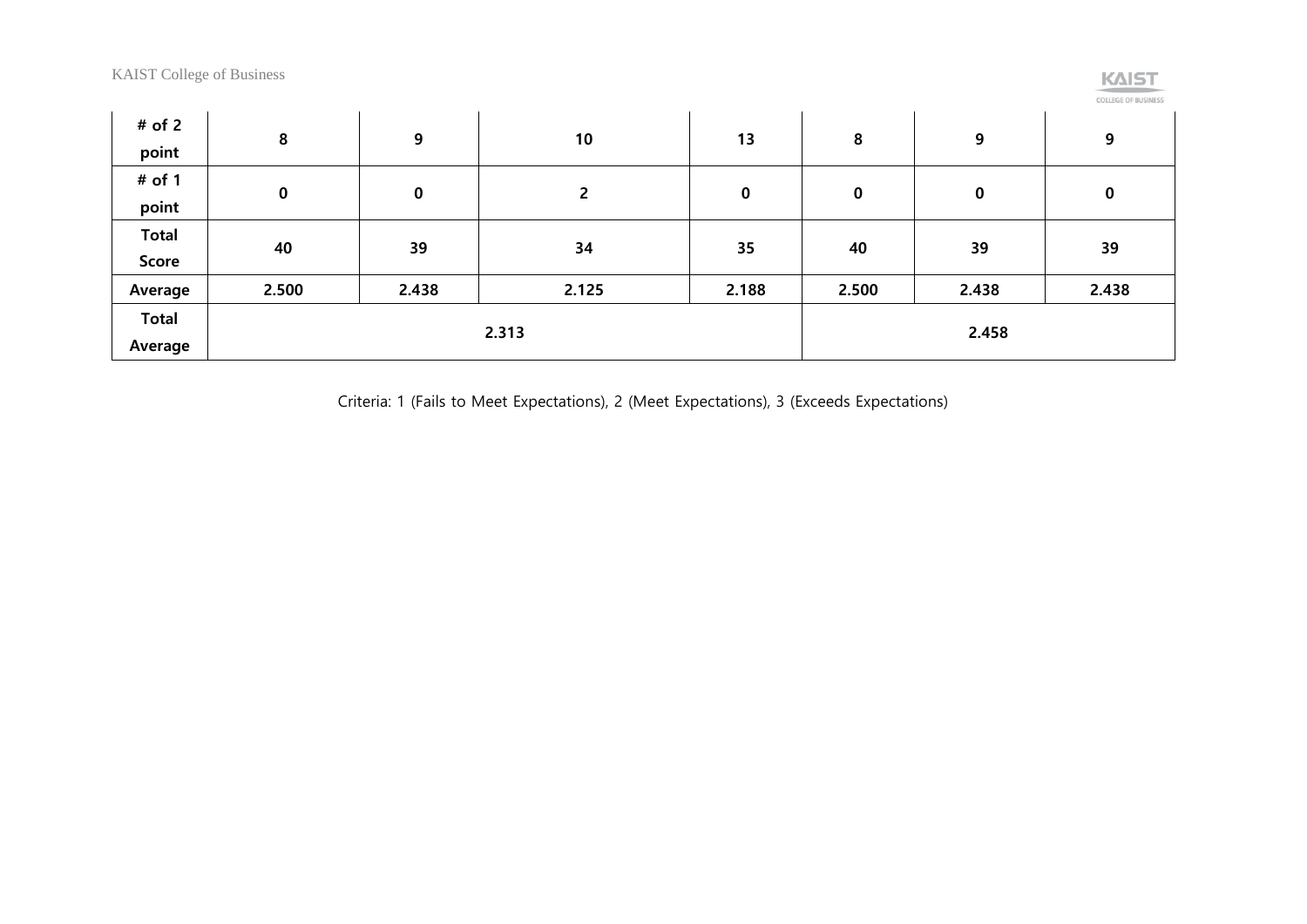| # of 2 point | 8 | 9 | 10 | 13 | 8 | 9 | 9 |
|---|---|---|---|---|---|---|---|
| # of 1 point | 0 | 0 | 2 | 0 | 0 | 0 | 0 |
| Total Score | 40 | 39 | 34 | 35 | 40 | 39 | 39 |
| Average | 2.500 | 2.438 | 2.125 | 2.188 | 2.500 | 2.438 | 2.438 |
| Total Average | 2.313 | | | | 2.458 | | |

Criteria: 1 (Fails to Meet Expectations), 2 (Meet Expectations), 3 (Exceeds Expectations)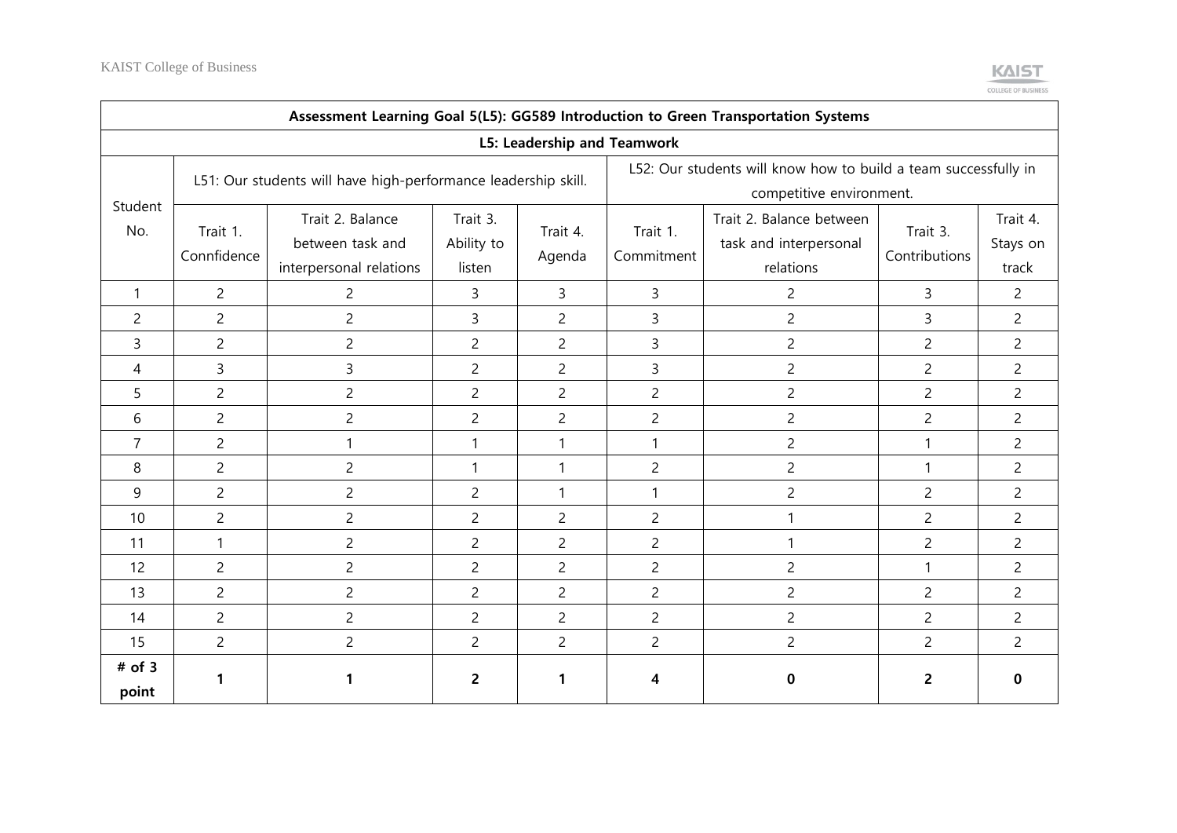| Assessment Learning Goal 5(L5): GG589 Introduction to Green Transportation Systems | | | | | | | | |
|---|---|---|---|---|---|---|---|---|
| L5: Leadership and Teamwork | | | | | | | | |
| Student No. | L51: Our students will have high-performance leadership skill. | | | | L52: Our students will know how to build a team successfully in competitive environment. | | | |
| | Trait 1. Connfidence | Trait 2. Balance between task and interpersonal relations | Trait 3. Ability to listen | Trait 4. Agenda | Trait 1. Commitment | Trait 2. Balance between task and interpersonal relations | Trait 3. Contributions | Trait 4. Stays on track |
| 1 | 2 | 2 | 3 | 3 | 3 | 2 | 3 | 2 |
| 2 | 2 | 2 | 3 | 2 | 3 | 2 | 3 | 2 |
| 3 | 2 | 2 | 2 | 2 | 3 | 2 | 2 | 2 |
| 4 | 3 | 3 | 2 | 2 | 3 | 2 | 2 | 2 |
| 5 | 2 | 2 | 2 | 2 | 2 | 2 | 2 | 2 |
| 6 | 2 | 2 | 2 | 2 | 2 | 2 | 2 | 2 |
| 7 | 2 | 1 | 1 | 1 | 1 | 2 | 1 | 2 |
| 8 | 2 | 2 | 1 | 1 | 2 | 2 | 1 | 2 |
| 9 | 2 | 2 | 2 | 1 | 1 | 2 | 2 | 2 |
| 10 | 2 | 2 | 2 | 2 | 2 | 1 | 2 | 2 |
| 11 | 1 | 2 | 2 | 2 | 2 | 1 | 2 | 2 |
| 12 | 2 | 2 | 2 | 2 | 2 | 2 | 1 | 2 |
| 13 | 2 | 2 | 2 | 2 | 2 | 2 | 2 | 2 |
| 14 | 2 | 2 | 2 | 2 | 2 | 2 | 2 | 2 |
| 15 | 2 | 2 | 2 | 2 | 2 | 2 | 2 | 2 |
| **# of 3 point** | **1** | **1** | **2** | **1** | **4** | **0** | **2** | **0** |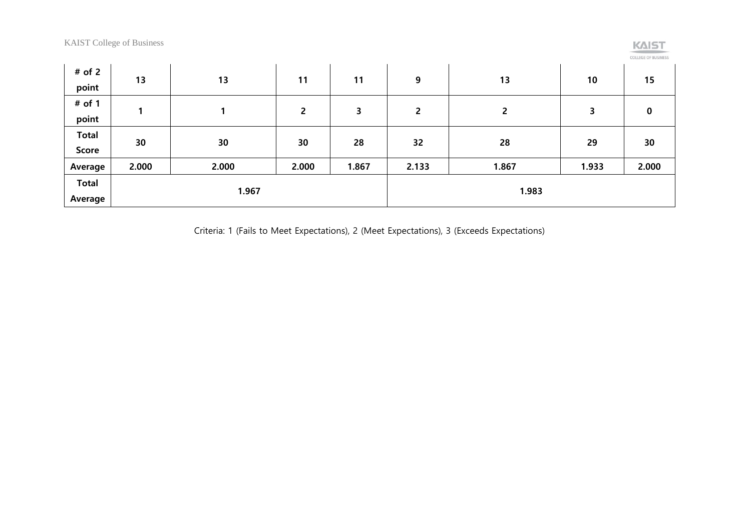| | | | | | | | | |
|---|---|---|---|---|---|---|---|---|
| **# of 2 point** | **13** | **13** | **11** | **11** | **9** | **13** | **10** | **15** |
| **# of 1 point** | **1** | **1** | **2** | **3** | **2** | **2** | **3** | **0** |
| **Total Score** | **30** | **30** | **30** | **28** | **32** | **28** | **29** | **30** |
| **Average** | **2.000** | **2.000** | **2.000** | **1.867** | **2.133** | **1.867** | **1.933** | **2.000** |
| **Total Average** | **1.967** | | | | **1.983** | | | |

Criteria: 1 (Fails to Meet Expectations), 2 (Meet Expectations), 3 (Exceeds Expectations)